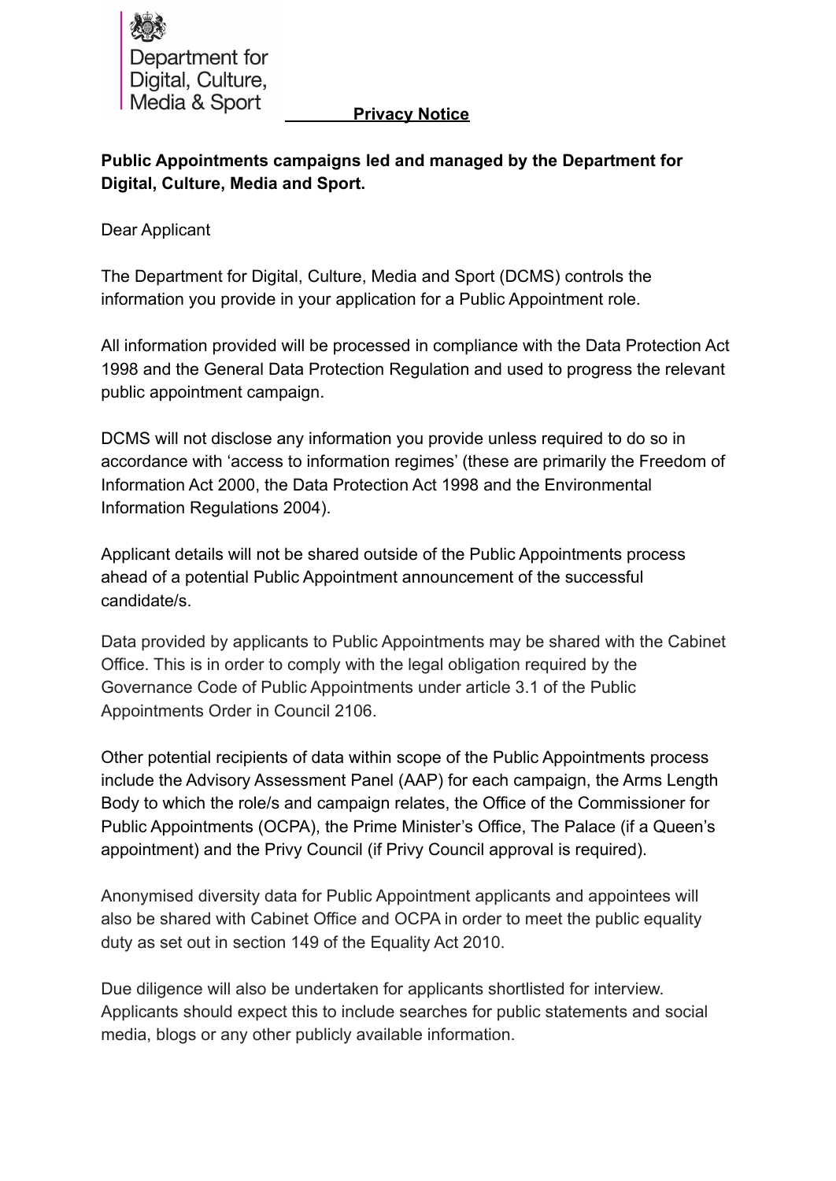Department for Digital, Culture, Media & Sport

# Privacy Notice

**Public Appointments campaigns led and managed by the Department for Digital, Culture, Media and Sport.**

Dear Applicant

The Department for Digital, Culture, Media and Sport (DCMS) controls the information you provide in your application for a Public Appointment role.

All information provided will be processed in compliance with the Data Protection Act 1998 and the General Data Protection Regulation and used to progress the relevant public appointment campaign.

DCMS will not disclose any information you provide unless required to do so in accordance with 'access to information regimes' (these are primarily the Freedom of Information Act 2000, the Data Protection Act 1998 and the Environmental Information Regulations 2004).

Applicant details will not be shared outside of the Public Appointments process ahead of a potential Public Appointment announcement of the successful candidate/s.

Data provided by applicants to Public Appointments may be shared with the Cabinet Office. This is in order to comply with the legal obligation required by the Governance Code of Public Appointments under article 3.1 of the Public Appointments Order in Council 2106.

Other potential recipients of data within scope of the Public Appointments process include the Advisory Assessment Panel (AAP) for each campaign, the Arms Length Body to which the role/s and campaign relates, the Office of the Commissioner for Public Appointments (OCPA), the Prime Minister's Office, The Palace (if a Queen's appointment) and the Privy Council (if Privy Council approval is required).

Anonymised diversity data for Public Appointment applicants and appointees will also be shared with Cabinet Office and OCPA in order to meet the public equality duty as set out in section 149 of the Equality Act 2010.

Due diligence will also be undertaken for applicants shortlisted for interview. Applicants should expect this to include searches for public statements and social media, blogs or any other publicly available information.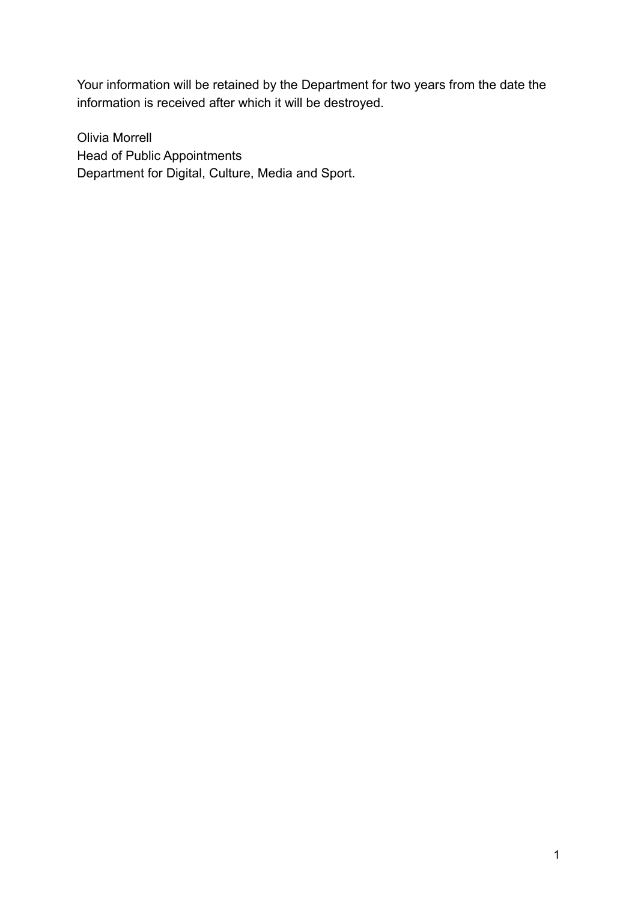Your information will be retained by the Department for two years from the date the information is received after which it will be destroyed.

Olivia Morrell
Head of Public Appointments
Department for Digital, Culture, Media and Sport.